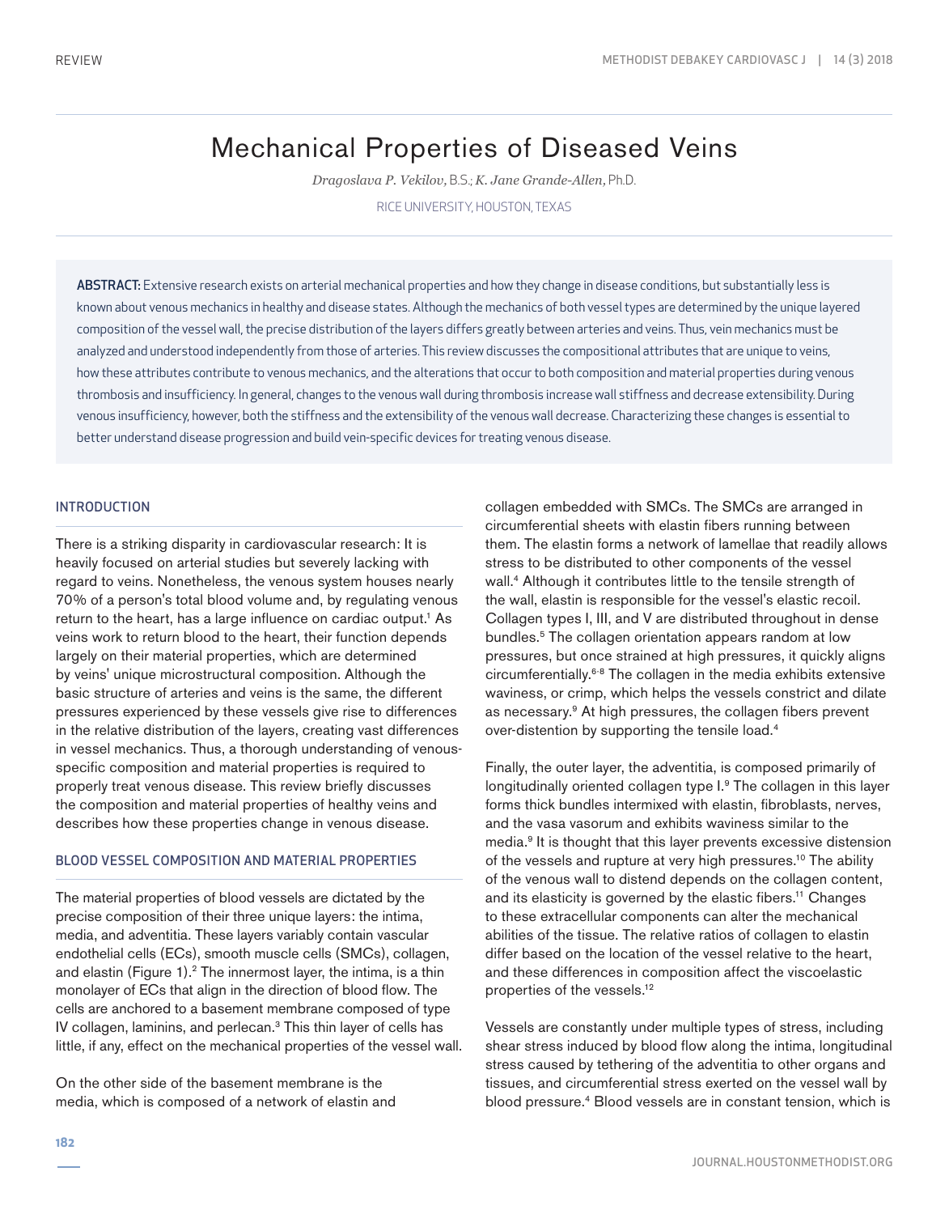REVIEW

# Mechanical Properties of Diseased Veins

*Dragoslava P. Vekilov,* B.S.; *K. Jane Grande-Allen,* Ph.D.

RICE UNIVERSITY, HOUSTON, TEXAS

**ABSTRACT:** Extensive research exists on arterial mechanical properties and how they change in disease conditions, but substantially less is known about venous mechanics in healthy and disease states. Although the mechanics of both vessel types are determined by the unique layered composition of the vessel wall, the precise distribution of the layers differs greatly between arteries and veins. Thus, vein mechanics must be analyzed and understood independently from those of arteries. This review discusses the compositional attributes that are unique to veins, how these attributes contribute to venous mechanics, and the alterations that occur to both composition and material properties during venous thrombosis and insufficiency. In general, changes to the venous wall during thrombosis increase wall stiffness and decrease extensibility. During venous insufficiency, however, both the stiffness and the extensibility of the venous wall decrease. Characterizing these changes is essential to better understand disease progression and build vein-specific devices for treating venous disease.

## INTRODUCTION

There is a striking disparity in cardiovascular research: It is heavily focused on arterial studies but severely lacking with regard to veins. Nonetheless, the venous system houses nearly 70% of a person's total blood volume and, by regulating venous return to the heart, has a large influence on cardiac output.[1] As veins work to return blood to the heart, their function depends largely on their material properties, which are determined by veins' unique microstructural composition. Although the basic structure of arteries and veins is the same, the different pressures experienced by these vessels give rise to differences in the relative distribution of the layers, creating vast differences in vessel mechanics. Thus, a thorough understanding of venous-specific composition and material properties is required to properly treat venous disease. This review briefly discusses the composition and material properties of healthy veins and describes how these properties change in venous disease.

## BLOOD VESSEL COMPOSITION AND MATERIAL PROPERTIES

The material properties of blood vessels are dictated by the precise composition of their three unique layers: the intima, media, and adventitia. These layers variably contain vascular endothelial cells (ECs), smooth muscle cells (SMCs), collagen, and elastin (Figure 1).[2] The innermost layer, the intima, is a thin monolayer of ECs that align in the direction of blood flow. The cells are anchored to a basement membrane composed of type IV collagen, laminins, and perlecan.[3] This thin layer of cells has little, if any, effect on the mechanical properties of the vessel wall.

On the other side of the basement membrane is the media, which is composed of a network of elastin and collagen embedded with SMCs. The SMCs are arranged in circumferential sheets with elastin fibers running between them. The elastin forms a network of lamellae that readily allows stress to be distributed to other components of the vessel wall.[4] Although it contributes little to the tensile strength of the wall, elastin is responsible for the vessel's elastic recoil. Collagen types I, III, and V are distributed throughout in dense bundles.[5] The collagen orientation appears random at low pressures, but once strained at high pressures, it quickly aligns circumferentially.[6-8] The collagen in the media exhibits extensive waviness, or crimp, which helps the vessels constrict and dilate as necessary.[9] At high pressures, the collagen fibers prevent over-distention by supporting the tensile load.[4]

Finally, the outer layer, the adventitia, is composed primarily of longitudinally oriented collagen type I.[9] The collagen in this layer forms thick bundles intermixed with elastin, fibroblasts, nerves, and the vasa vasorum and exhibits waviness similar to the media.[9] It is thought that this layer prevents excessive distension of the vessels and rupture at very high pressures.[10] The ability of the venous wall to distend depends on the collagen content, and its elasticity is governed by the elastic fibers.[11] Changes to these extracellular components can alter the mechanical abilities of the tissue. The relative ratios of collagen to elastin differ based on the location of the vessel relative to the heart, and these differences in composition affect the viscoelastic properties of the vessels.[12]

Vessels are constantly under multiple types of stress, including shear stress induced by blood flow along the intima, longitudinal stress caused by tethering of the adventitia to other organs and tissues, and circumferential stress exerted on the vessel wall by blood pressure.[4] Blood vessels are in constant tension, which is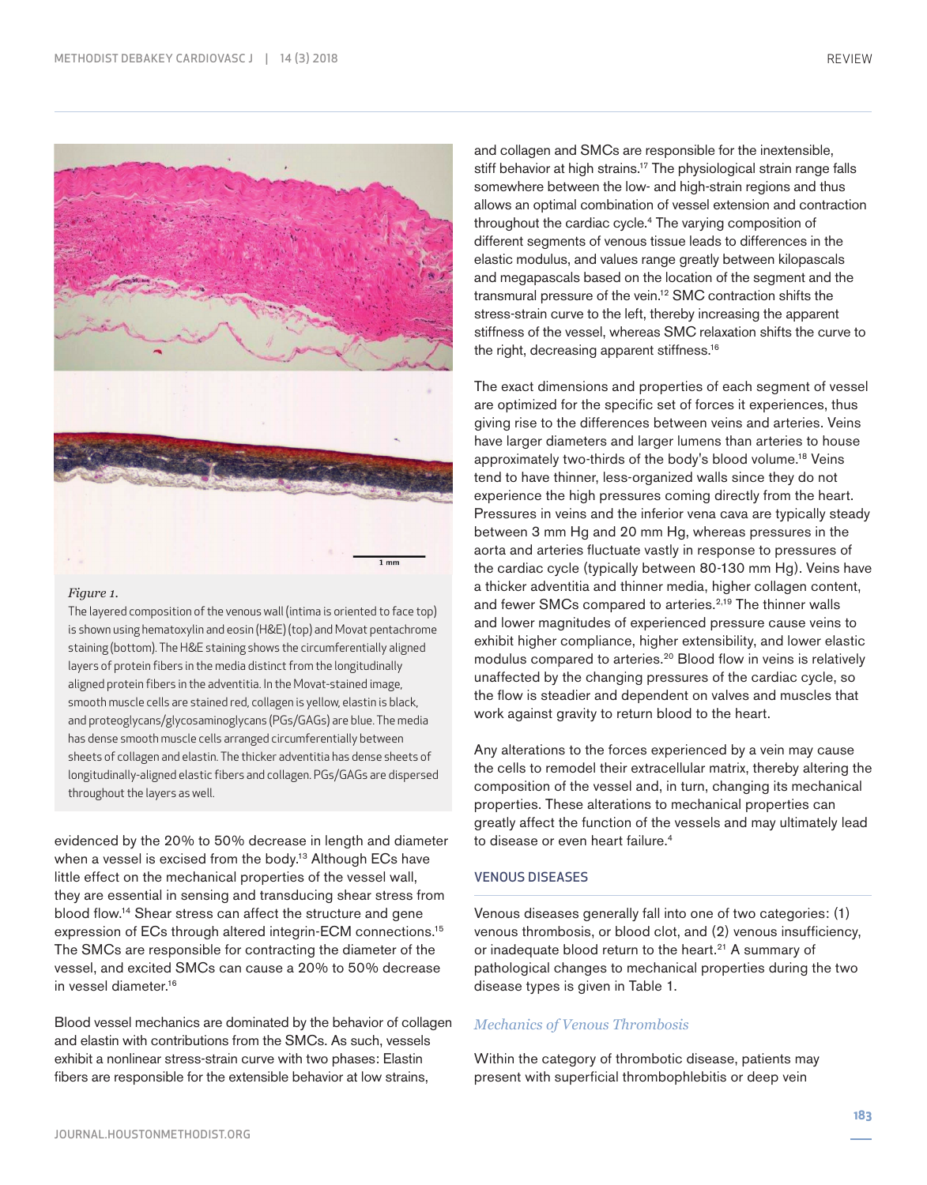*Figure 1.*

The layered composition of the venous wall (intima is oriented to face top) is shown using hematoxylin and eosin (H&E) (top) and Movat pentachrome staining (bottom). The H&E staining shows the circumferentially aligned layers of protein fibers in the media distinct from the longitudinally aligned protein fibers in the adventitia. In the Movat-stained image, smooth muscle cells are stained red, collagen is yellow, elastin is black, and proteoglycans/glycosaminoglycans (PGs/GAGs) are blue. The media has dense smooth muscle cells arranged circumferentially between sheets of collagen and elastin. The thicker adventitia has dense sheets of longitudinally-aligned elastic fibers and collagen. PGs/GAGs are dispersed throughout the layers as well.

evidenced by the 20% to 50% decrease in length and diameter when a vessel is excised from the body.[13] Although ECs have little effect on the mechanical properties of the vessel wall, they are essential in sensing and transducing shear stress from blood flow.[14] Shear stress can affect the structure and gene expression of ECs through altered integrin-ECM connections.[15] The SMCs are responsible for contracting the diameter of the vessel, and excited SMCs can cause a 20% to 50% decrease in vessel diameter.[16]

Blood vessel mechanics are dominated by the behavior of collagen and elastin with contributions from the SMCs. As such, vessels exhibit a nonlinear stress-strain curve with two phases: Elastin fibers are responsible for the extensible behavior at low strains, and collagen and SMCs are responsible for the inextensible, stiff behavior at high strains.[17] The physiological strain range falls somewhere between the low- and high-strain regions and thus allows an optimal combination of vessel extension and contraction throughout the cardiac cycle.[4] The varying composition of different segments of venous tissue leads to differences in the elastic modulus, and values range greatly between kilopascals and megapascals based on the location of the segment and the transmural pressure of the vein.[12] SMC contraction shifts the stress-strain curve to the left, thereby increasing the apparent stiffness of the vessel, whereas SMC relaxation shifts the curve to the right, decreasing apparent stiffness.[16]

The exact dimensions and properties of each segment of vessel are optimized for the specific set of forces it experiences, thus giving rise to the differences between veins and arteries. Veins have larger diameters and larger lumens than arteries to house approximately two-thirds of the body's blood volume.[18] Veins tend to have thinner, less-organized walls since they do not experience the high pressures coming directly from the heart. Pressures in veins and the inferior vena cava are typically steady between 3 mm Hg and 20 mm Hg, whereas pressures in the aorta and arteries fluctuate vastly in response to pressures of the cardiac cycle (typically between 80-130 mm Hg). Veins have a thicker adventitia and thinner media, higher collagen content, and fewer SMCs compared to arteries.[2,19] The thinner walls and lower magnitudes of experienced pressure cause veins to exhibit higher compliance, higher extensibility, and lower elastic modulus compared to arteries.[20] Blood flow in veins is relatively unaffected by the changing pressures of the cardiac cycle, so the flow is steadier and dependent on valves and muscles that work against gravity to return blood to the heart.

Any alterations to the forces experienced by a vein may cause the cells to remodel their extracellular matrix, thereby altering the composition of the vessel and, in turn, changing its mechanical properties. These alterations to mechanical properties can greatly affect the function of the vessels and may ultimately lead to disease or even heart failure.[4]

## VENOUS DISEASES

Venous diseases generally fall into one of two categories: (1) venous thrombosis, or blood clot, and (2) venous insufficiency, or inadequate blood return to the heart.[21] A summary of pathological changes to mechanical properties during the two disease types is given in Table 1.

### *Mechanics of Venous Thrombosis*

Within the category of thrombotic disease, patients may present with superficial thrombophlebitis or deep vein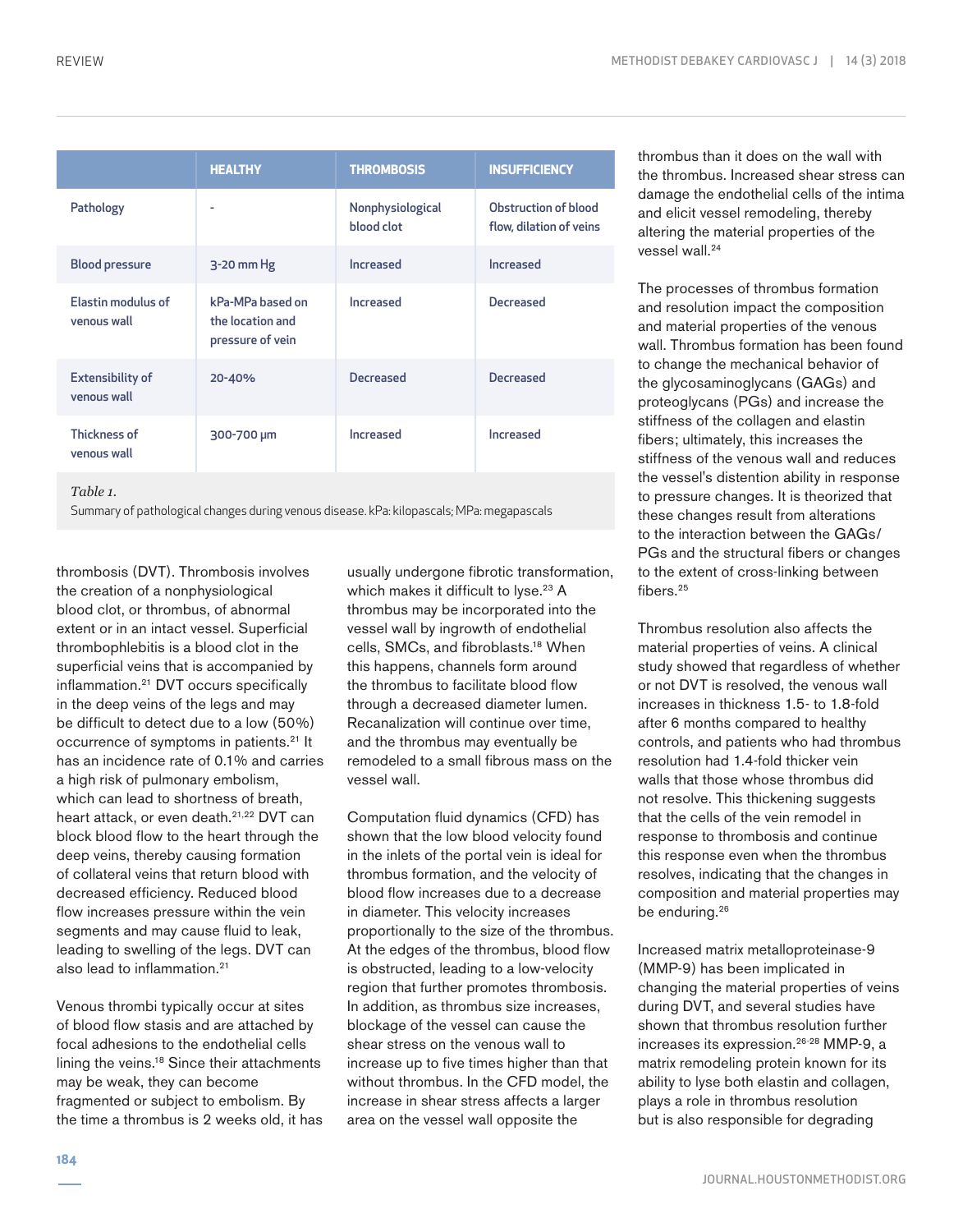| | HEALTHY | THROMBOSIS | INSUFFICIENCY |
|---|---|---|---|
| Pathology | - | Nonphysiological blood clot | Obstruction of blood flow, dilation of veins |
| Blood pressure | 3-20 mm Hg | Increased | Increased |
| Elastin modulus of venous wall | kPa-MPa based on the location and pressure of vein | Increased | Decreased |
| Extensibility of venous wall | 20-40% | Decreased | Decreased |
| Thickness of venous wall | 300-700 µm | Increased | Increased |

*Table 1.*
Summary of pathological changes during venous disease. kPa: kilopascals; MPa: megapascals

thrombosis (DVT). Thrombosis involves the creation of a nonphysiological blood clot, or thrombus, of abnormal extent or in an intact vessel. Superficial thrombophlebitis is a blood clot in the superficial veins that is accompanied by inflammation.[21] DVT occurs specifically in the deep veins of the legs and may be difficult to detect due to a low (50%) occurrence of symptoms in patients.[21] It has an incidence rate of 0.1% and carries a high risk of pulmonary embolism, which can lead to shortness of breath, heart attack, or even death.[21,22] DVT can block blood flow to the heart through the deep veins, thereby causing formation of collateral veins that return blood with decreased efficiency. Reduced blood flow increases pressure within the vein segments and may cause fluid to leak, leading to swelling of the legs. DVT can also lead to inflammation.[21]

Venous thrombi typically occur at sites of blood flow stasis and are attached by focal adhesions to the endothelial cells lining the veins.[18] Since their attachments may be weak, they can become fragmented or subject to embolism. By the time a thrombus is 2 weeks old, it has usually undergone fibrotic transformation, which makes it difficult to lyse.[23] A thrombus may be incorporated into the vessel wall by ingrowth of endothelial cells, SMCs, and fibroblasts.[18] When this happens, channels form around the thrombus to facilitate blood flow through a decreased diameter lumen. Recanalization will continue over time, and the thrombus may eventually be remodeled to a small fibrous mass on the vessel wall.

Computation fluid dynamics (CFD) has shown that the low blood velocity found in the inlets of the portal vein is ideal for thrombus formation, and the velocity of blood flow increases due to a decrease in diameter. This velocity increases proportionally to the size of the thrombus. At the edges of the thrombus, blood flow is obstructed, leading to a low-velocity region that further promotes thrombosis. In addition, as thrombus size increases, blockage of the vessel can cause the shear stress on the venous wall to increase up to five times higher than that without thrombus. In the CFD model, the increase in shear stress affects a larger area on the vessel wall opposite the thrombus than it does on the wall with the thrombus. Increased shear stress can damage the endothelial cells of the intima and elicit vessel remodeling, thereby altering the material properties of the vessel wall.[24]

The processes of thrombus formation and resolution impact the composition and material properties of the venous wall. Thrombus formation has been found to change the mechanical behavior of the glycosaminoglycans (GAGs) and proteoglycans (PGs) and increase the stiffness of the collagen and elastin fibers; ultimately, this increases the stiffness of the venous wall and reduces the vessel's distention ability in response to pressure changes. It is theorized that these changes result from alterations to the interaction between the GAGs/PGs and the structural fibers or changes to the extent of cross-linking between fibers.[25]

Thrombus resolution also affects the material properties of veins. A clinical study showed that regardless of whether or not DVT is resolved, the venous wall increases in thickness 1.5- to 1.8-fold after 6 months compared to healthy controls, and patients who had thrombus resolution had 1.4-fold thicker vein walls that those whose thrombus did not resolve. This thickening suggests that the cells of the vein remodel in response to thrombosis and continue this response even when the thrombus resolves, indicating that the changes in composition and material properties may be enduring.[26]

Increased matrix metalloproteinase-9 (MMP-9) has been implicated in changing the material properties of veins during DVT, and several studies have shown that thrombus resolution further increases its expression.[26-28] MMP-9, a matrix remodeling protein known for its ability to lyse both elastin and collagen, plays a role in thrombus resolution but is also responsible for degrading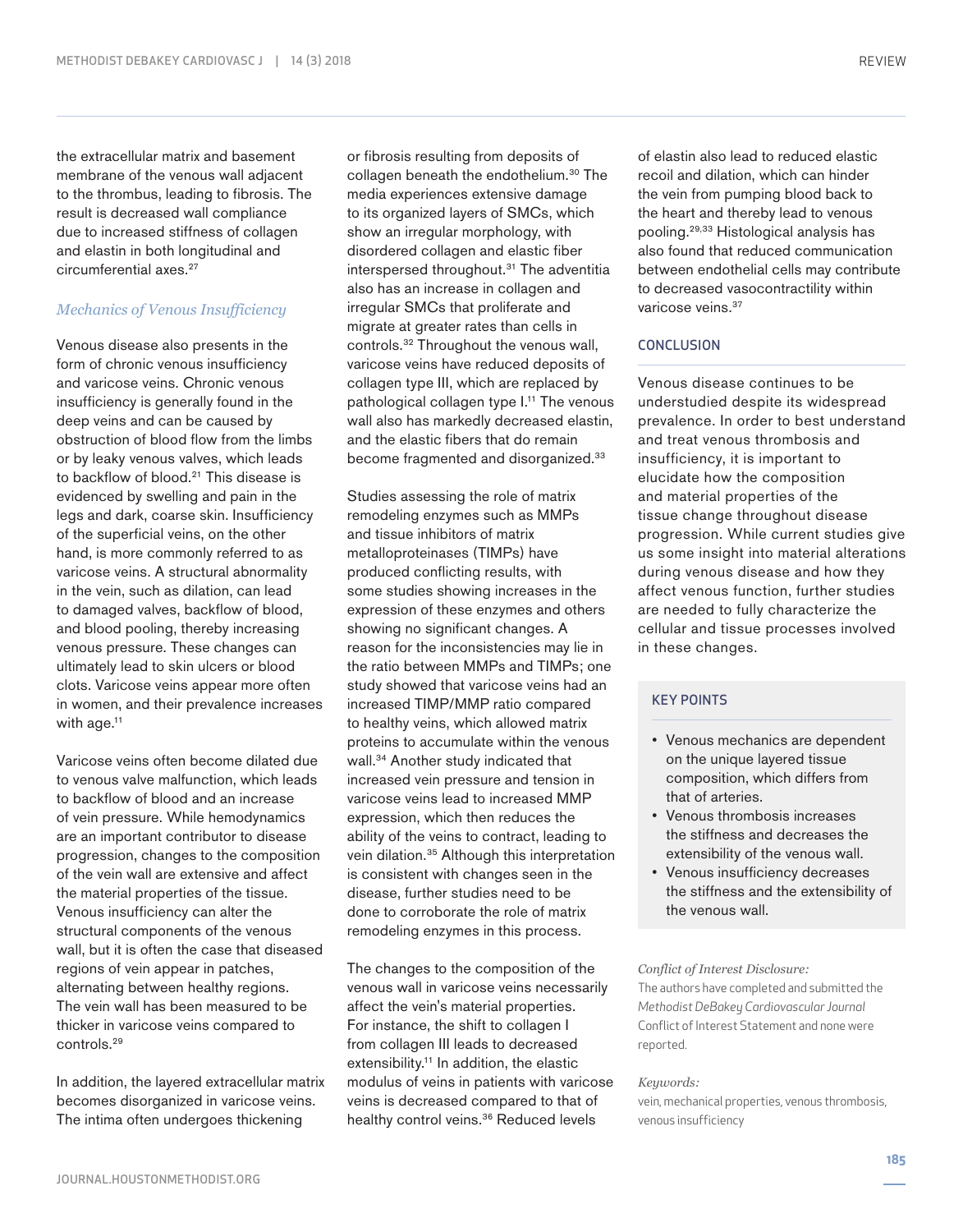the extracellular matrix and basement membrane of the venous wall adjacent to the thrombus, leading to fibrosis. The result is decreased wall compliance due to increased stiffness of collagen and elastin in both longitudinal and circumferential axes.[27]

### *Mechanics of Venous Insufficiency*

Venous disease also presents in the form of chronic venous insufficiency and varicose veins. Chronic venous insufficiency is generally found in the deep veins and can be caused by obstruction of blood flow from the limbs or by leaky venous valves, which leads to backflow of blood.[21] This disease is evidenced by swelling and pain in the legs and dark, coarse skin. Insufficiency of the superficial veins, on the other hand, is more commonly referred to as varicose veins. A structural abnormality in the vein, such as dilation, can lead to damaged valves, backflow of blood, and blood pooling, thereby increasing venous pressure. These changes can ultimately lead to skin ulcers or blood clots. Varicose veins appear more often in women, and their prevalence increases with age.[11]

Varicose veins often become dilated due to venous valve malfunction, which leads to backflow of blood and an increase of vein pressure. While hemodynamics are an important contributor to disease progression, changes to the composition of the vein wall are extensive and affect the material properties of the tissue. Venous insufficiency can alter the structural components of the venous wall, but it is often the case that diseased regions of vein appear in patches, alternating between healthy regions. The vein wall has been measured to be thicker in varicose veins compared to controls.[29]

In addition, the layered extracellular matrix becomes disorganized in varicose veins. The intima often undergoes thickening or fibrosis resulting from deposits of collagen beneath the endothelium.[30] The media experiences extensive damage to its organized layers of SMCs, which show an irregular morphology, with disordered collagen and elastic fiber interspersed throughout.[31] The adventitia also has an increase in collagen and irregular SMCs that proliferate and migrate at greater rates than cells in controls.[32] Throughout the venous wall, varicose veins have reduced deposits of collagen type III, which are replaced by pathological collagen type I.[11] The venous wall also has markedly decreased elastin, and the elastic fibers that do remain become fragmented and disorganized.[33]

Studies assessing the role of matrix remodeling enzymes such as MMPs and tissue inhibitors of matrix metalloproteinases (TIMPs) have produced conflicting results, with some studies showing increases in the expression of these enzymes and others showing no significant changes. A reason for the inconsistencies may lie in the ratio between MMPs and TIMPs; one study showed that varicose veins had an increased TIMP/MMP ratio compared to healthy veins, which allowed matrix proteins to accumulate within the venous wall.[34] Another study indicated that increased vein pressure and tension in varicose veins lead to increased MMP expression, which then reduces the ability of the veins to contract, leading to vein dilation.[35] Although this interpretation is consistent with changes seen in the disease, further studies need to be done to corroborate the role of matrix remodeling enzymes in this process.

The changes to the composition of the venous wall in varicose veins necessarily affect the vein's material properties. For instance, the shift to collagen I from collagen III leads to decreased extensibility.[11] In addition, the elastic modulus of veins in patients with varicose veins is decreased compared to that of healthy control veins.[36] Reduced levels of elastin also lead to reduced elastic recoil and dilation, which can hinder the vein from pumping blood back to the heart and thereby lead to venous pooling.[29,33] Histological analysis has also found that reduced communication between endothelial cells may contribute to decreased vasocontractility within varicose veins.[37]

## CONCLUSION

Venous disease continues to be understudied despite its widespread prevalence. In order to best understand and treat venous thrombosis and insufficiency, it is important to elucidate how the composition and material properties of the tissue change throughout disease progression. While current studies give us some insight into material alterations during venous disease and how they affect venous function, further studies are needed to fully characterize the cellular and tissue processes involved in these changes.

### KEY POINTS

- Venous mechanics are dependent on the unique layered tissue composition, which differs from that of arteries.
- Venous thrombosis increases the stiffness and decreases the extensibility of the venous wall.
- Venous insufficiency decreases the stiffness and the extensibility of the venous wall.

*Conflict of Interest Disclosure:*
The authors have completed and submitted the *Methodist DeBakey Cardiovascular Journal* Conflict of Interest Statement and none were reported.

*Keywords:*
vein, mechanical properties, venous thrombosis, venous insufficiency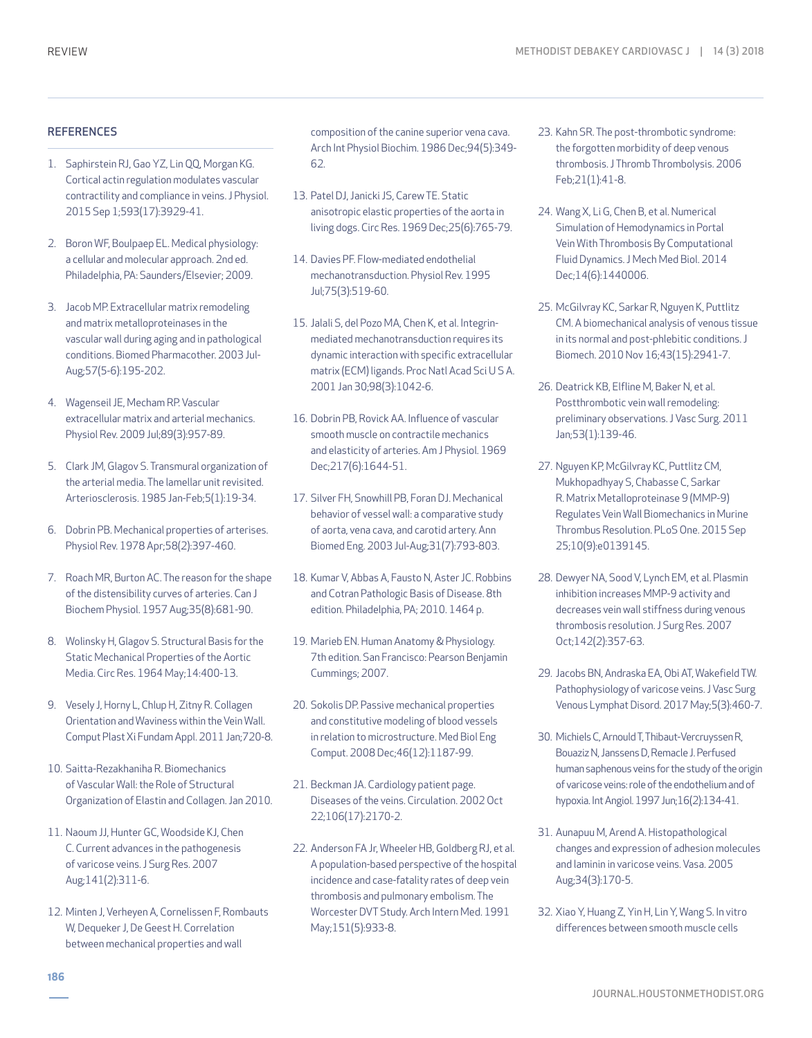## REFERENCES

1. Saphirstein RJ, Gao YZ, Lin QQ, Morgan KG. Cortical actin regulation modulates vascular contractility and compliance in veins. J Physiol. 2015 Sep 1;593(17):3929-41.
2. Boron WF, Boulpaep EL. Medical physiology: a cellular and molecular approach. 2nd ed. Philadelphia, PA: Saunders/Elsevier; 2009.
3. Jacob MP. Extracellular matrix remodeling and matrix metalloproteinases in the vascular wall during aging and in pathological conditions. Biomed Pharmacother. 2003 Jul-Aug;57(5-6):195-202.
4. Wagenseil JE, Mecham RP. Vascular extracellular matrix and arterial mechanics. Physiol Rev. 2009 Jul;89(3):957-89.
5. Clark JM, Glagov S. Transmural organization of the arterial media. The lamellar unit revisited. Arteriosclerosis. 1985 Jan-Feb;5(1):19-34.
6. Dobrin PB. Mechanical properties of arterises. Physiol Rev. 1978 Apr;58(2):397-460.
7. Roach MR, Burton AC. The reason for the shape of the distensibility curves of arteries. Can J Biochem Physiol. 1957 Aug;35(8):681-90.
8. Wolinsky H, Glagov S. Structural Basis for the Static Mechanical Properties of the Aortic Media. Circ Res. 1964 May;14:400-13.
9. Vesely J, Horny L, Chlup H, Zitny R. Collagen Orientation and Waviness within the Vein Wall. Comput Plast Xi Fundam Appl. 2011 Jan;720-8.
10. Saitta-Rezakhaniha R. Biomechanics of Vascular Wall: the Role of Structural Organization of Elastin and Collagen. Jan 2010.
11. Naoum JJ, Hunter GC, Woodside KJ, Chen C. Current advances in the pathogenesis of varicose veins. J Surg Res. 2007 Aug;141(2):311-6.
12. Minten J, Verheyen A, Cornelissen F, Rombauts W, Dequeker J, De Geest H. Correlation between mechanical properties and wall composition of the canine superior vena cava. Arch Int Physiol Biochim. 1986 Dec;94(5):349-62.
13. Patel DJ, Janicki JS, Carew TE. Static anisotropic elastic properties of the aorta in living dogs. Circ Res. 1969 Dec;25(6):765-79.
14. Davies PF. Flow-mediated endothelial mechanotransduction. Physiol Rev. 1995 Jul;75(3):519-60.
15. Jalali S, del Pozo MA, Chen K, et al. Integrin-mediated mechanotransduction requires its dynamic interaction with specific extracellular matrix (ECM) ligands. Proc Natl Acad Sci U S A. 2001 Jan 30;98(3):1042-6.
16. Dobrin PB, Rovick AA. Influence of vascular smooth muscle on contractile mechanics and elasticity of arteries. Am J Physiol. 1969 Dec;217(6):1644-51.
17. Silver FH, Snowhill PB, Foran DJ. Mechanical behavior of vessel wall: a comparative study of aorta, vena cava, and carotid artery. Ann Biomed Eng. 2003 Jul-Aug;31(7):793-803.
18. Kumar V, Abbas A, Fausto N, Aster JC. Robbins and Cotran Pathologic Basis of Disease. 8th edition. Philadelphia, PA; 2010. 1464 p.
19. Marieb EN. Human Anatomy & Physiology. 7th edition. San Francisco: Pearson Benjamin Cummings; 2007.
20. Sokolis DP. Passive mechanical properties and constitutive modeling of blood vessels in relation to microstructure. Med Biol Eng Comput. 2008 Dec;46(12):1187-99.
21. Beckman JA. Cardiology patient page. Diseases of the veins. Circulation. 2002 Oct 22;106(17):2170-2.
22. Anderson FA Jr, Wheeler HB, Goldberg RJ, et al. A population-based perspective of the hospital incidence and case-fatality rates of deep vein thrombosis and pulmonary embolism. The Worcester DVT Study. Arch Intern Med. 1991 May;151(5):933-8.
23. Kahn SR. The post-thrombotic syndrome: the forgotten morbidity of deep venous thrombosis. J Thromb Thrombolysis. 2006 Feb;21(1):41-8.
24. Wang X, Li G, Chen B, et al. Numerical Simulation of Hemodynamics in Portal Vein With Thrombosis By Computational Fluid Dynamics. J Mech Med Biol. 2014 Dec;14(6):1440006.
25. McGilvray KC, Sarkar R, Nguyen K, Puttlitz CM. A biomechanical analysis of venous tissue in its normal and post-phlebitic conditions. J Biomech. 2010 Nov 16;43(15):2941-7.
26. Deatrick KB, Elfline M, Baker N, et al. Postthrombotic vein wall remodeling: preliminary observations. J Vasc Surg. 2011 Jan;53(1):139-46.
27. Nguyen KP, McGilvray KC, Puttlitz CM, Mukhopadhyay S, Chabasse C, Sarkar R. Matrix Metalloproteinase 9 (MMP-9) Regulates Vein Wall Biomechanics in Murine Thrombus Resolution. PLoS One. 2015 Sep 25;10(9):e0139145.
28. Dewyer NA, Sood V, Lynch EM, et al. Plasmin inhibition increases MMP-9 activity and decreases vein wall stiffness during venous thrombosis resolution. J Surg Res. 2007 Oct;142(2):357-63.
29. Jacobs BN, Andraska EA, Obi AT, Wakefield TW. Pathophysiology of varicose veins. J Vasc Surg Venous Lymphat Disord. 2017 May;5(3):460-7.
30. Michiels C, Arnould T, Thibaut-Vercruyssen R, Bouaziz N, Janssens D, Remacle J. Perfused human saphenous veins for the study of the origin of varicose veins: role of the endothelium and of hypoxia. Int Angiol. 1997 Jun;16(2):134-41.
31. Aunapuu M, Arend A. Histopathological changes and expression of adhesion molecules and laminin in varicose veins. Vasa. 2005 Aug;34(3):170-5.
32. Xiao Y, Huang Z, Yin H, Lin Y, Wang S. In vitro differences between smooth muscle cells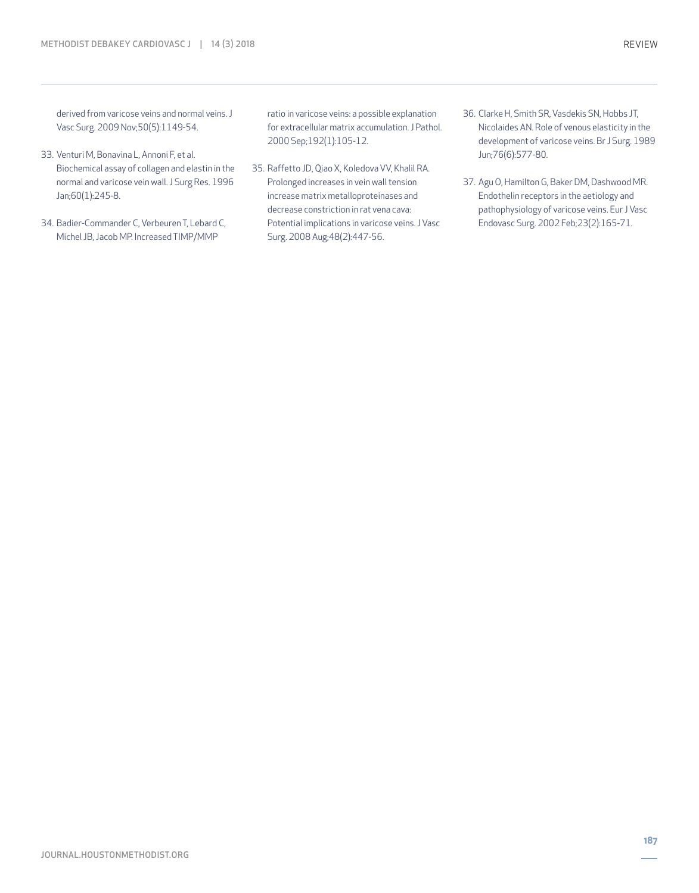derived from varicose veins and normal veins. J Vasc Surg. 2009 Nov;50(5):1149-54.

33. Venturi M, Bonavina L, Annoni F, et al. Biochemical assay of collagen and elastin in the normal and varicose vein wall. J Surg Res. 1996 Jan;60(1):245-8.
34. Badier-Commander C, Verbeuren T, Lebard C, Michel JB, Jacob MP. Increased TIMP/MMP ratio in varicose veins: a possible explanation for extracellular matrix accumulation. J Pathol. 2000 Sep;192(1):105-12.
35. Raffetto JD, Qiao X, Koledova VV, Khalil RA. Prolonged increases in vein wall tension increase matrix metalloproteinases and decrease constriction in rat vena cava: Potential implications in varicose veins. J Vasc Surg. 2008 Aug;48(2):447-56.
36. Clarke H, Smith SR, Vasdekis SN, Hobbs JT, Nicolaides AN. Role of venous elasticity in the development of varicose veins. Br J Surg. 1989 Jun;76(6):577-80.
37. Agu O, Hamilton G, Baker DM, Dashwood MR. Endothelin receptors in the aetiology and pathophysiology of varicose veins. Eur J Vasc Endovasc Surg. 2002 Feb;23(2):165-71.